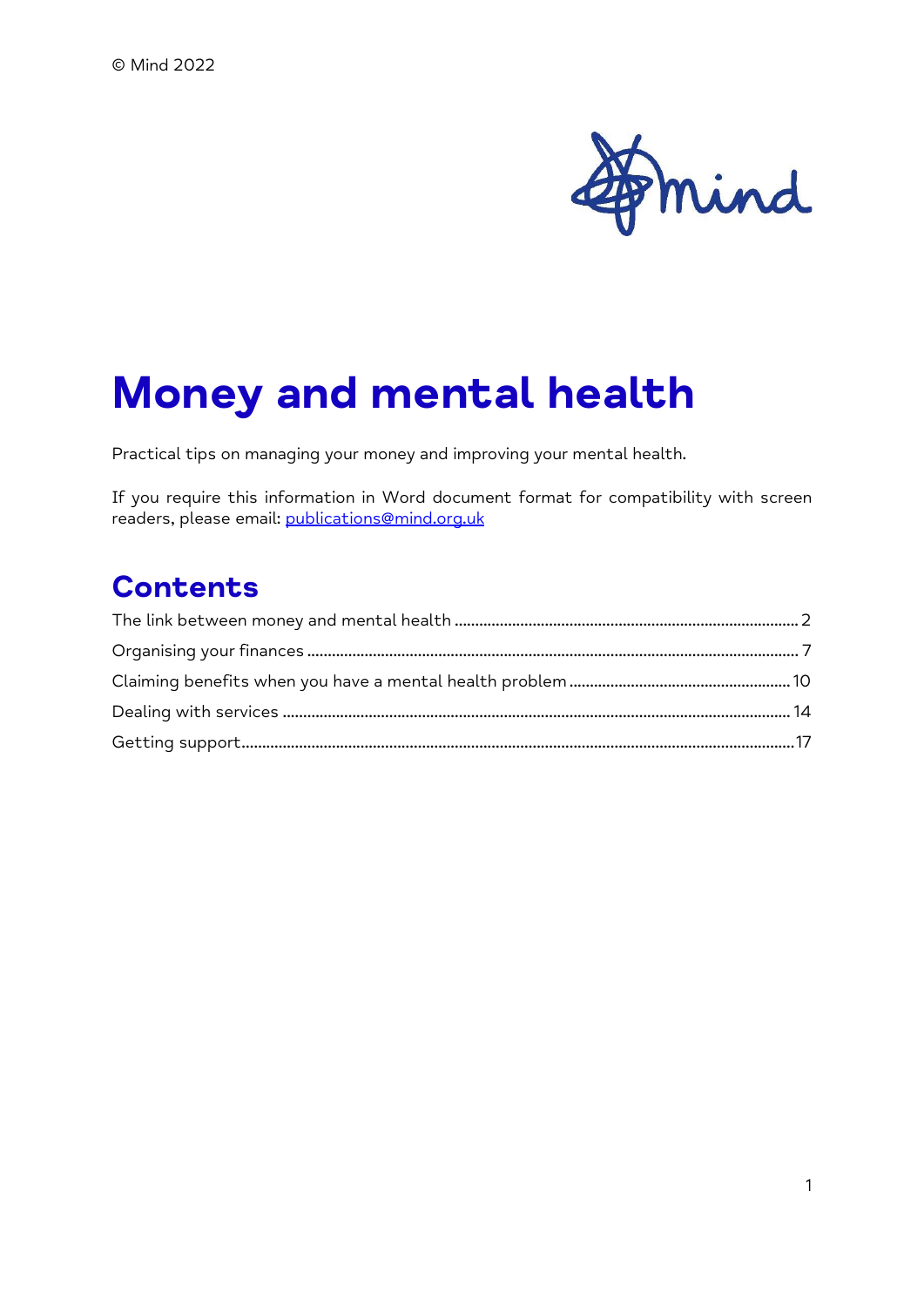© Mind 2022

# Money and mental health

Practical tips on managing your money and improving your mental health.

If you require this information in Word document format for compatibility with screen readers, please email: publications@mind.org.uk

## Contents

The link between money and mental health ..... 2
Organising your finances ..... 7
Claiming benefits when you have a mental health problem ..... 10
Dealing with services ..... 14
Getting support ..... 17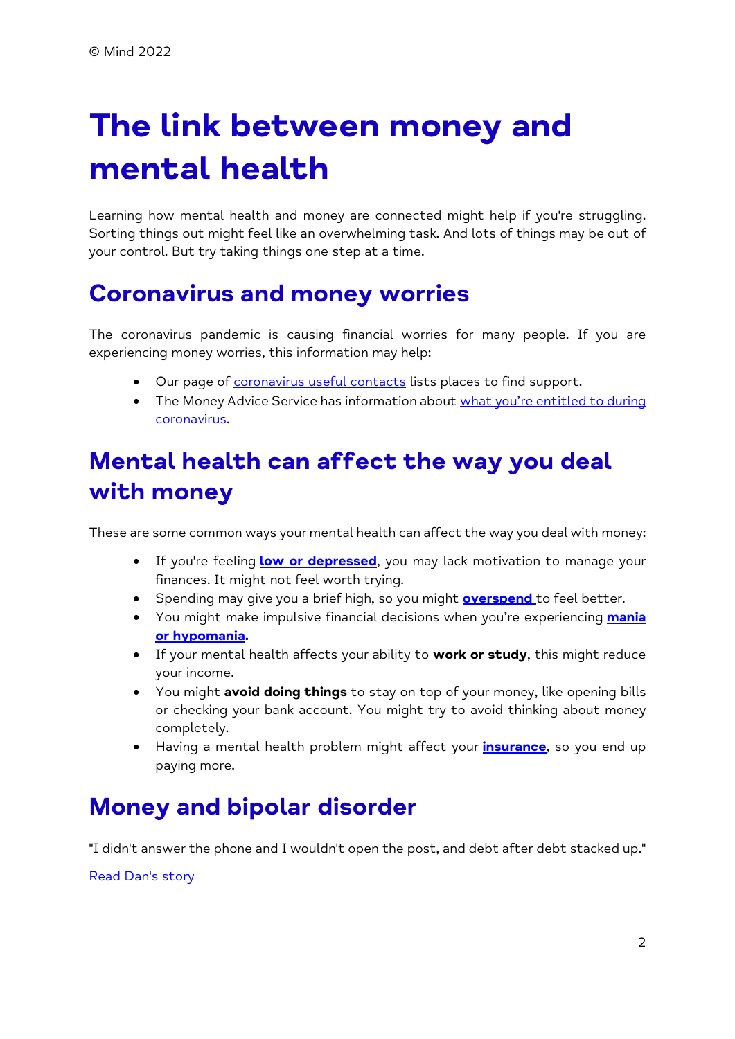© Mind 2022

# The link between money and mental health

Learning how mental health and money are connected might help if you're struggling. Sorting things out might feel like an overwhelming task. And lots of things may be out of your control. But try taking things one step at a time.

## Coronavirus and money worries

The coronavirus pandemic is causing financial worries for many people. If you are experiencing money worries, this information may help:

- Our page of coronavirus useful contacts lists places to find support.
- The Money Advice Service has information about what you're entitled to during coronavirus.

## Mental health can affect the way you deal with money

These are some common ways your mental health can affect the way you deal with money:

- If you're feeling **low or depressed**, you may lack motivation to manage your finances. It might not feel worth trying.
- Spending may give you a brief high, so you might **overspend** to feel better.
- You might make impulsive financial decisions when you're experiencing **mania or hypomania**.
- If your mental health affects your ability to **work or study**, this might reduce your income.
- You might **avoid doing things** to stay on top of your money, like opening bills or checking your bank account. You might try to avoid thinking about money completely.
- Having a mental health problem might affect your **insurance**, so you end up paying more.

## Money and bipolar disorder

"I didn't answer the phone and I wouldn't open the post, and debt after debt stacked up."

Read Dan's story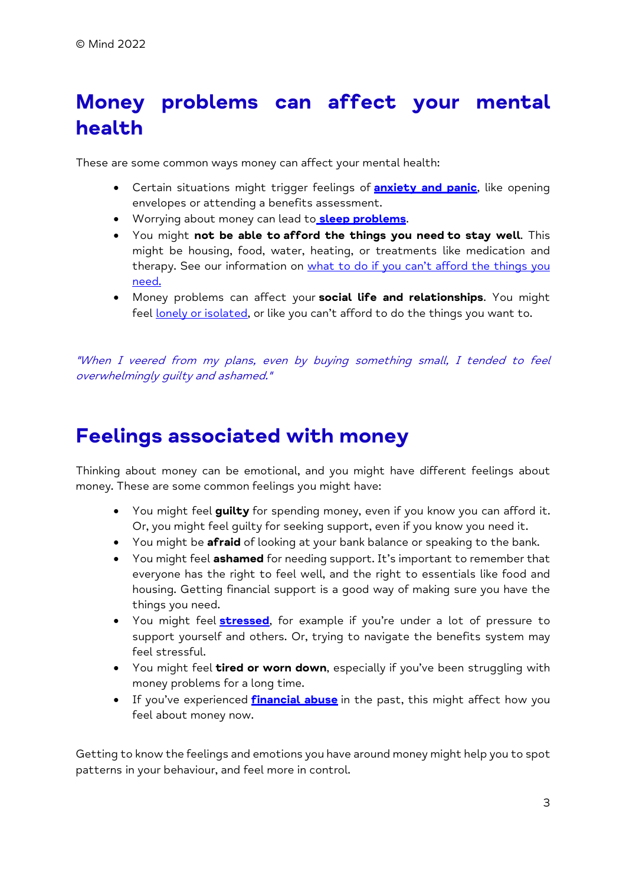© Mind 2022

# Money problems can affect your mental health

These are some common ways money can affect your mental health:

- Certain situations might trigger feelings of **anxiety and panic**, like opening envelopes or attending a benefits assessment.
- Worrying about money can lead to **sleep problems**.
- You might **not be able to afford the things you need to stay well**. This might be housing, food, water, heating, or treatments like medication and therapy. See our information on what to do if you can't afford the things you need.
- Money problems can affect your **social life and relationships**. You might feel lonely or isolated, or like you can't afford to do the things you want to.

*"When I veered from my plans, even by buying something small, I tended to feel overwhelmingly guilty and ashamed."*

# Feelings associated with money

Thinking about money can be emotional, and you might have different feelings about money. These are some common feelings you might have:

- You might feel **guilty** for spending money, even if you know you can afford it. Or, you might feel guilty for seeking support, even if you know you need it.
- You might be **afraid** of looking at your bank balance or speaking to the bank.
- You might feel **ashamed** for needing support. It's important to remember that everyone has the right to feel well, and the right to essentials like food and housing. Getting financial support is a good way of making sure you have the things you need.
- You might feel **stressed**, for example if you're under a lot of pressure to support yourself and others. Or, trying to navigate the benefits system may feel stressful.
- You might feel **tired or worn down**, especially if you've been struggling with money problems for a long time.
- If you've experienced **financial abuse** in the past, this might affect how you feel about money now.

Getting to know the feelings and emotions you have around money might help you to spot patterns in your behaviour, and feel more in control.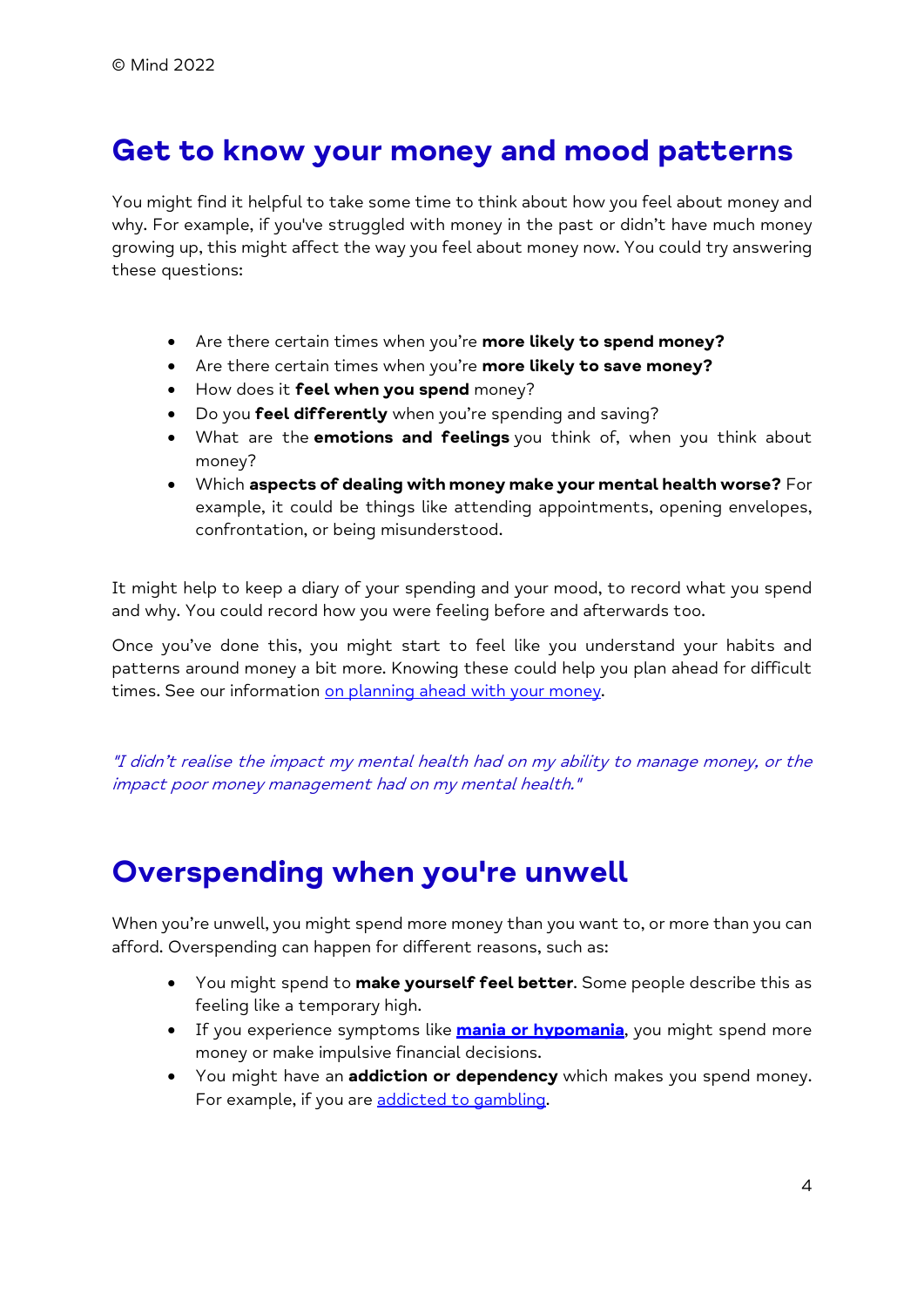© Mind 2022

## Get to know your money and mood patterns

You might find it helpful to take some time to think about how you feel about money and why. For example, if you've struggled with money in the past or didn't have much money growing up, this might affect the way you feel about money now. You could try answering these questions:

- Are there certain times when you're **more likely to spend money?**
- Are there certain times when you're **more likely to save money?**
- How does it **feel when you spend** money?
- Do you **feel differently** when you're spending and saving?
- What are the **emotions and feelings** you think of, when you think about money?
- Which **aspects of dealing with money make your mental health worse?** For example, it could be things like attending appointments, opening envelopes, confrontation, or being misunderstood.

It might help to keep a diary of your spending and your mood, to record what you spend and why. You could record how you were feeling before and afterwards too.

Once you've done this, you might start to feel like you understand your habits and patterns around money a bit more. Knowing these could help you plan ahead for difficult times. See our information on planning ahead with your money.

*"I didn't realise the impact my mental health had on my ability to manage money, or the impact poor money management had on my mental health."*

## Overspending when you're unwell

When you're unwell, you might spend more money than you want to, or more than you can afford. Overspending can happen for different reasons, such as:

- You might spend to **make yourself feel better**. Some people describe this as feeling like a temporary high.
- If you experience symptoms like **mania or hypomania**, you might spend more money or make impulsive financial decisions.
- You might have an **addiction or dependency** which makes you spend money. For example, if you are addicted to gambling.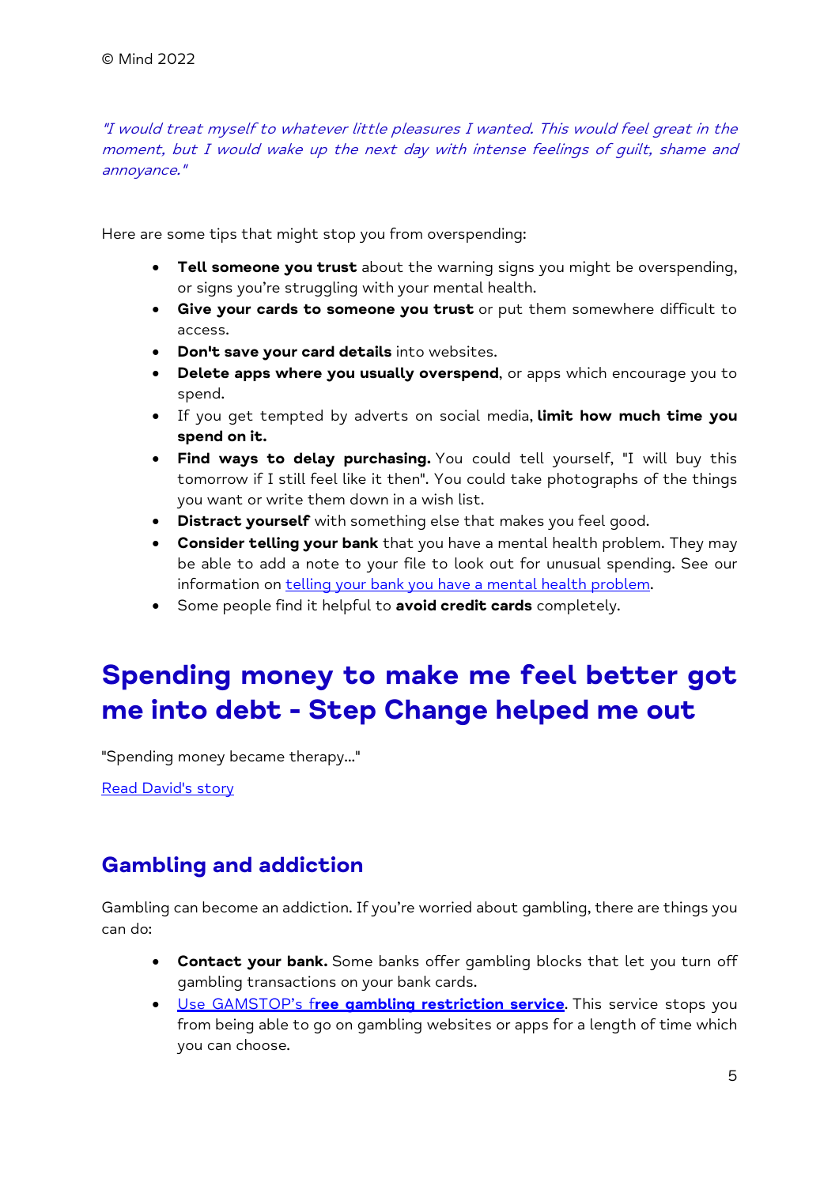*"I would treat myself to whatever little pleasures I wanted. This would feel great in the moment, but I would wake up the next day with intense feelings of guilt, shame and annoyance."*

Here are some tips that might stop you from overspending:

- **Tell someone you trust** about the warning signs you might be overspending, or signs you're struggling with your mental health.
- **Give your cards to someone you trust** or put them somewhere difficult to access.
- **Don't save your card details** into websites.
- **Delete apps where you usually overspend**, or apps which encourage you to spend.
- If you get tempted by adverts on social media, **limit how much time you spend on it.**
- **Find ways to delay purchasing.** You could tell yourself, "I will buy this tomorrow if I still feel like it then". You could take photographs of the things you want or write them down in a wish list.
- **Distract yourself** with something else that makes you feel good.
- **Consider telling your bank** that you have a mental health problem. They may be able to add a note to your file to look out for unusual spending. See our information on telling your bank you have a mental health problem.
- Some people find it helpful to **avoid credit cards** completely.

# Spending money to make me feel better got me into debt - Step Change helped me out

"Spending money became therapy..."

Read David's story

## Gambling and addiction

Gambling can become an addiction. If you're worried about gambling, there are things you can do:

- **Contact your bank.** Some banks offer gambling blocks that let you turn off gambling transactions on your bank cards.
- Use GAMSTOP's f**ree gambling restriction service**. This service stops you from being able to go on gambling websites or apps for a length of time which you can choose.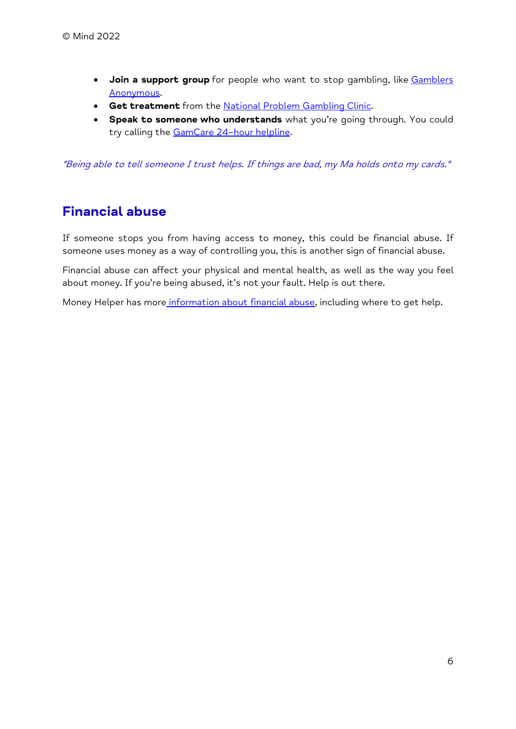- **Join a support group** for people who want to stop gambling, like Gamblers Anonymous.
- **Get treatment** from the National Problem Gambling Clinic.
- **Speak to someone who understands** what you're going through. You could try calling the GamCare 24–hour helpline.

*"Being able to tell someone I trust helps. If things are bad, my Ma holds onto my cards."*

## Financial abuse

If someone stops you from having access to money, this could be financial abuse. If someone uses money as a way of controlling you, this is another sign of financial abuse.

Financial abuse can affect your physical and mental health, as well as the way you feel about money. If you're being abused, it's not your fault. Help is out there.

Money Helper has more information about financial abuse, including where to get help.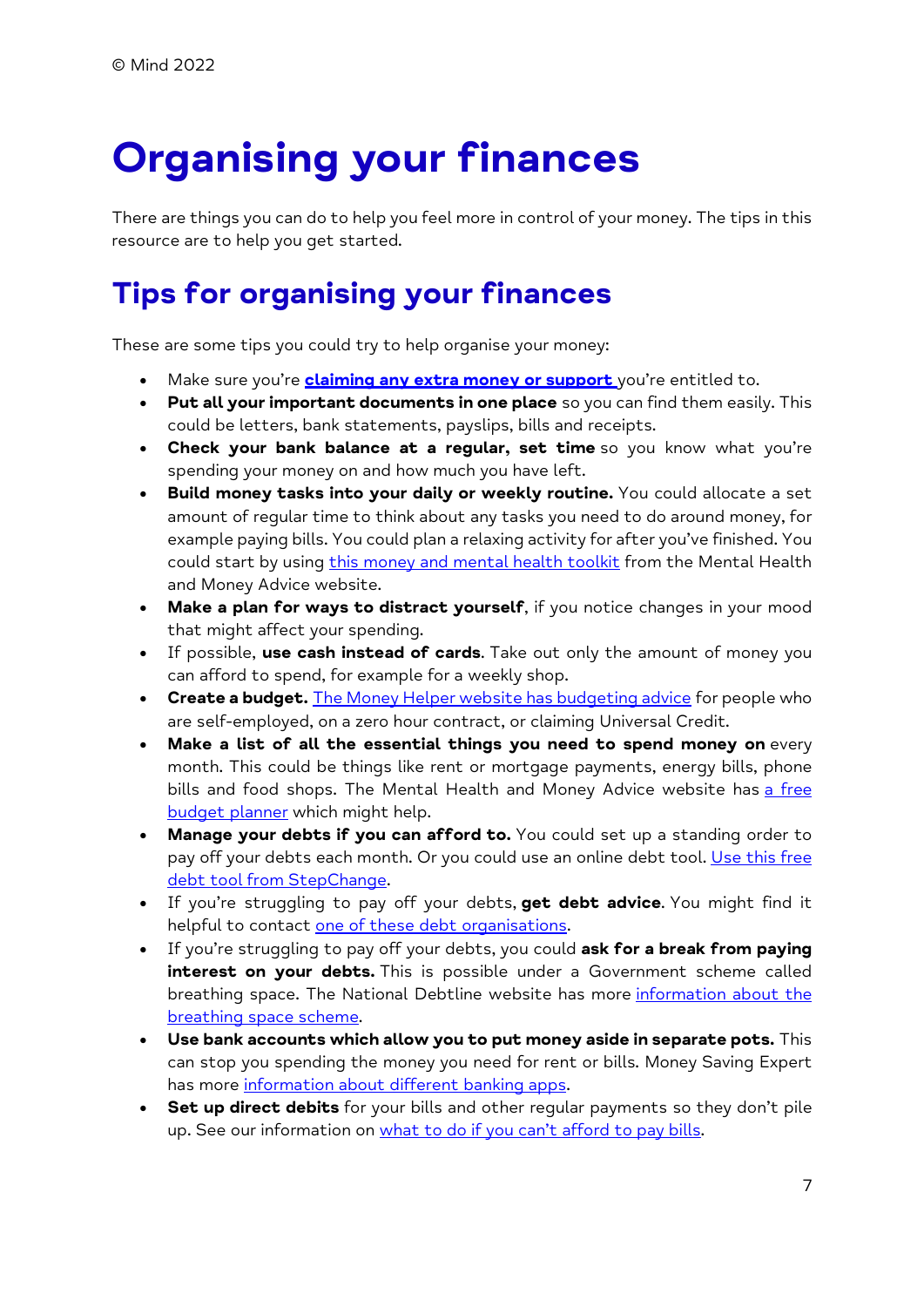# Organising your finances

There are things you can do to help you feel more in control of your money. The tips in this resource are to help you get started.

## Tips for organising your finances

These are some tips you could try to help organise your money:

- Make sure you're **claiming any extra money or support** you're entitled to.
- **Put all your important documents in one place** so you can find them easily. This could be letters, bank statements, payslips, bills and receipts.
- **Check your bank balance at a regular, set time** so you know what you're spending your money on and how much you have left.
- **Build money tasks into your daily or weekly routine.** You could allocate a set amount of regular time to think about any tasks you need to do around money, for example paying bills. You could plan a relaxing activity for after you've finished. You could start by using this money and mental health toolkit from the Mental Health and Money Advice website.
- **Make a plan for ways to distract yourself**, if you notice changes in your mood that might affect your spending.
- If possible, **use cash instead of cards**. Take out only the amount of money you can afford to spend, for example for a weekly shop.
- **Create a budget.** The Money Helper website has budgeting advice for people who are self-employed, on a zero hour contract, or claiming Universal Credit.
- **Make a list of all the essential things you need to spend money on** every month. This could be things like rent or mortgage payments, energy bills, phone bills and food shops. The Mental Health and Money Advice website has a free budget planner which might help.
- **Manage your debts if you can afford to.** You could set up a standing order to pay off your debts each month. Or you could use an online debt tool. Use this free debt tool from StepChange.
- If you're struggling to pay off your debts, **get debt advice**. You might find it helpful to contact one of these debt organisations.
- If you're struggling to pay off your debts, you could **ask for a break from paying interest on your debts.** This is possible under a Government scheme called breathing space. The National Debtline website has more information about the breathing space scheme.
- **Use bank accounts which allow you to put money aside in separate pots.** This can stop you spending the money you need for rent or bills. Money Saving Expert has more information about different banking apps.
- **Set up direct debits** for your bills and other regular payments so they don't pile up. See our information on what to do if you can't afford to pay bills.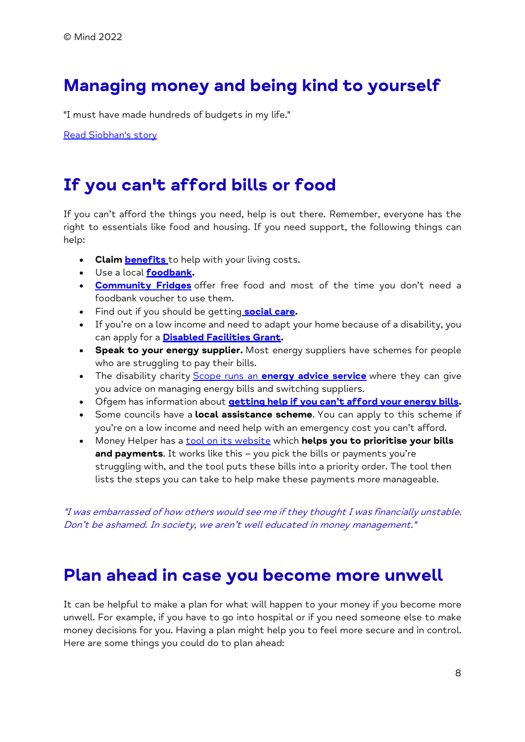© Mind 2022

## Managing money and being kind to yourself

"I must have made hundreds of budgets in my life."

Read Siobhan's story

## If you can't afford bills or food

If you can't afford the things you need, help is out there. Remember, everyone has the right to essentials like food and housing. If you need support, the following things can help:

- **Claim benefits** to help with your living costs.
- Use a local **foodbank**.
- **Community Fridges** offer free food and most of the time you don't need a foodbank voucher to use them.
- Find out if you should be getting **social care**.
- If you're on a low income and need to adapt your home because of a disability, you can apply for a **Disabled Facilities Grant**.
- **Speak to your energy supplier.** Most energy suppliers have schemes for people who are struggling to pay their bills.
- The disability charity Scope runs an **energy advice service** where they can give you advice on managing energy bills and switching suppliers.
- Ofgem has information about **getting help if you can't afford your energy bills**.
- Some councils have a **local assistance scheme**. You can apply to this scheme if you're on a low income and need help with an emergency cost you can't afford.
- Money Helper has a tool on its website which **helps you to prioritise your bills and payments**. It works like this – you pick the bills or payments you're struggling with, and the tool puts these bills into a priority order. The tool then lists the steps you can take to help make these payments more manageable.

*"I was embarrassed of how others would see me if they thought I was financially unstable. Don't be ashamed. In society, we aren't well educated in money management."*

## Plan ahead in case you become more unwell

It can be helpful to make a plan for what will happen to your money if you become more unwell. For example, if you have to go into hospital or if you need someone else to make money decisions for you. Having a plan might help you to feel more secure and in control. Here are some things you could do to plan ahead: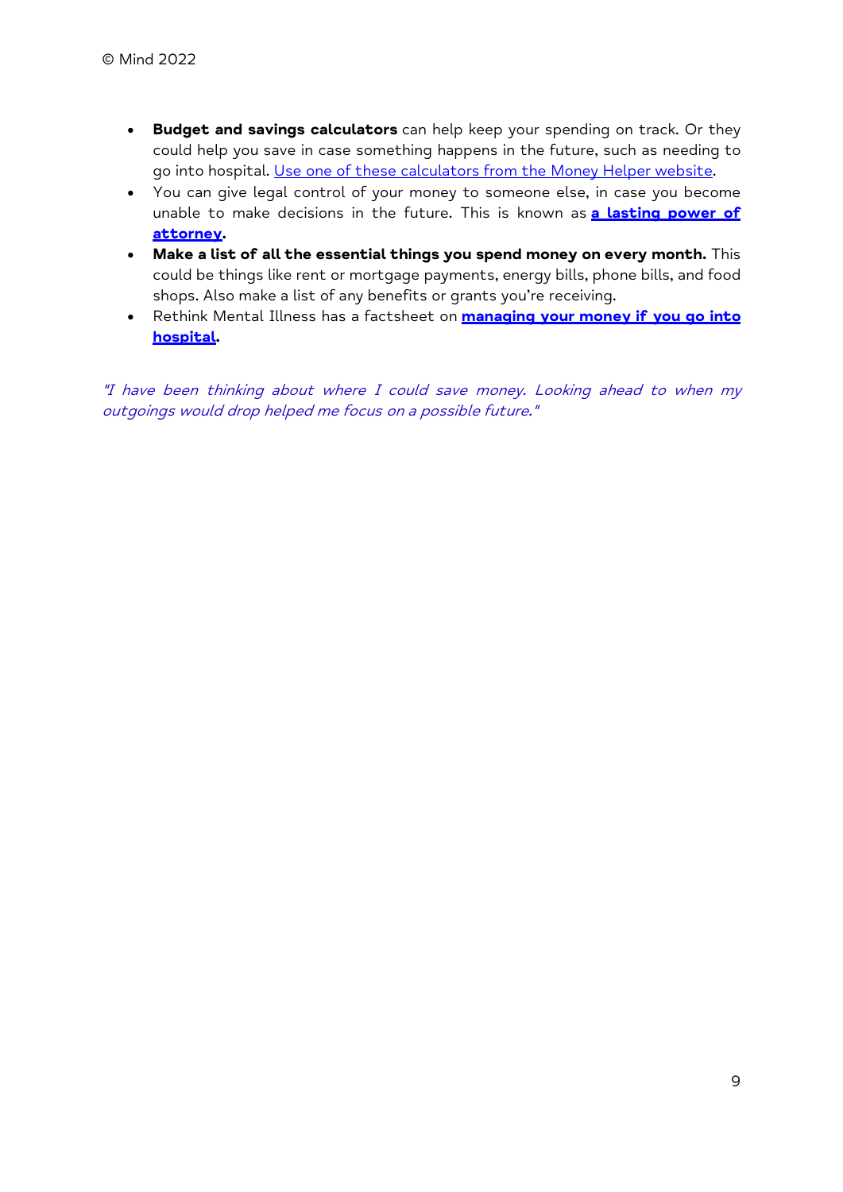- **Budget and savings calculators** can help keep your spending on track. Or they could help you save in case something happens in the future, such as needing to go into hospital. Use one of these calculators from the Money Helper website.
- You can give legal control of your money to someone else, in case you become unable to make decisions in the future. This is known as **a lasting power of attorney**.
- **Make a list of all the essential things you spend money on every month.** This could be things like rent or mortgage payments, energy bills, phone bills, and food shops. Also make a list of any benefits or grants you're receiving.
- Rethink Mental Illness has a factsheet on **managing your money if you go into hospital**.

*"I have been thinking about where I could save money. Looking ahead to when my outgoings would drop helped me focus on a possible future."*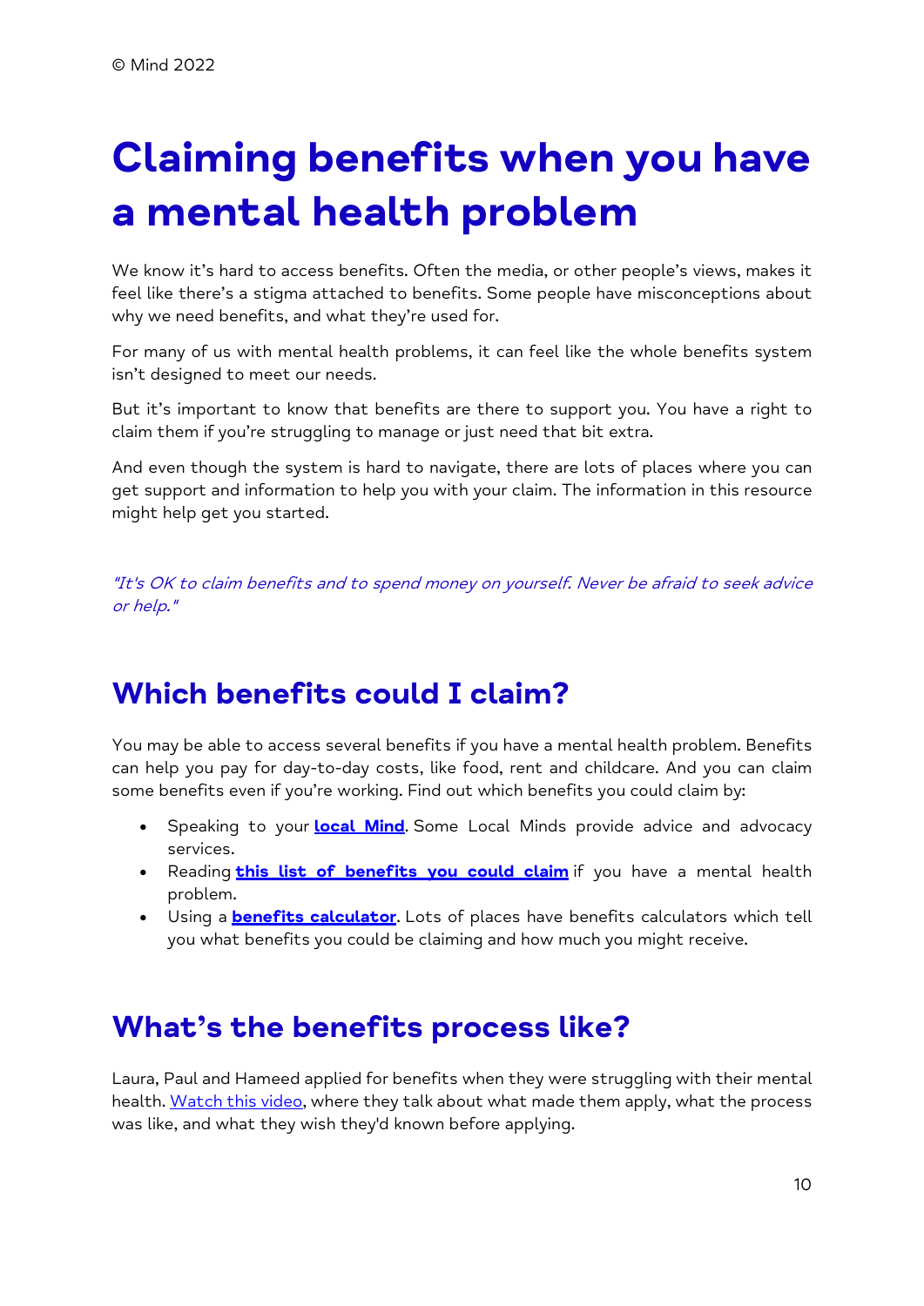© Mind 2022

# Claiming benefits when you have a mental health problem

We know it's hard to access benefits. Often the media, or other people's views, makes it feel like there's a stigma attached to benefits. Some people have misconceptions about why we need benefits, and what they're used for.

For many of us with mental health problems, it can feel like the whole benefits system isn't designed to meet our needs.

But it's important to know that benefits are there to support you. You have a right to claim them if you're struggling to manage or just need that bit extra.

And even though the system is hard to navigate, there are lots of places where you can get support and information to help you with your claim. The information in this resource might help get you started.

*"It's OK to claim benefits and to spend money on yourself. Never be afraid to seek advice or help."*

## Which benefits could I claim?

You may be able to access several benefits if you have a mental health problem. Benefits can help you pay for day-to-day costs, like food, rent and childcare. And you can claim some benefits even if you're working. Find out which benefits you could claim by:

- Speaking to your **local Mind**. Some Local Minds provide advice and advocacy services.
- Reading **this list of benefits you could claim** if you have a mental health problem.
- Using a **benefits calculator**. Lots of places have benefits calculators which tell you what benefits you could be claiming and how much you might receive.

## What's the benefits process like?

Laura, Paul and Hameed applied for benefits when they were struggling with their mental health. Watch this video, where they talk about what made them apply, what the process was like, and what they wish they'd known before applying.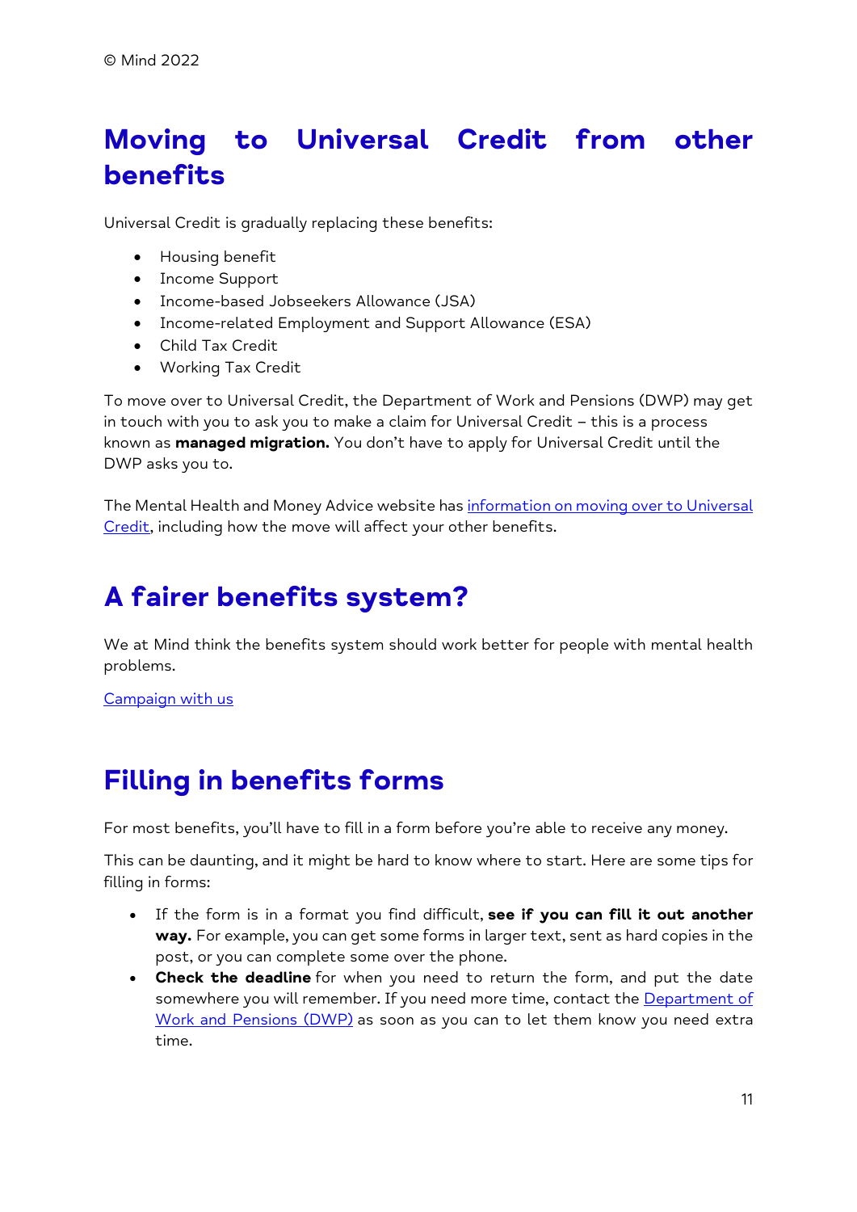© Mind 2022

# Moving to Universal Credit from other benefits

Universal Credit is gradually replacing these benefits:

- Housing benefit
- Income Support
- Income-based Jobseekers Allowance (JSA)
- Income-related Employment and Support Allowance (ESA)
- Child Tax Credit
- Working Tax Credit

To move over to Universal Credit, the Department of Work and Pensions (DWP) may get in touch with you to ask you to make a claim for Universal Credit – this is a process known as **managed migration.** You don't have to apply for Universal Credit until the DWP asks you to.

The Mental Health and Money Advice website has information on moving over to Universal Credit, including how the move will affect your other benefits.

# A fairer benefits system?

We at Mind think the benefits system should work better for people with mental health problems.

Campaign with us

# Filling in benefits forms

For most benefits, you'll have to fill in a form before you're able to receive any money.

This can be daunting, and it might be hard to know where to start. Here are some tips for filling in forms:

- If the form is in a format you find difficult, **see if you can fill it out another way.** For example, you can get some forms in larger text, sent as hard copies in the post, or you can complete some over the phone.
- **Check the deadline** for when you need to return the form, and put the date somewhere you will remember. If you need more time, contact the Department of Work and Pensions (DWP) as soon as you can to let them know you need extra time.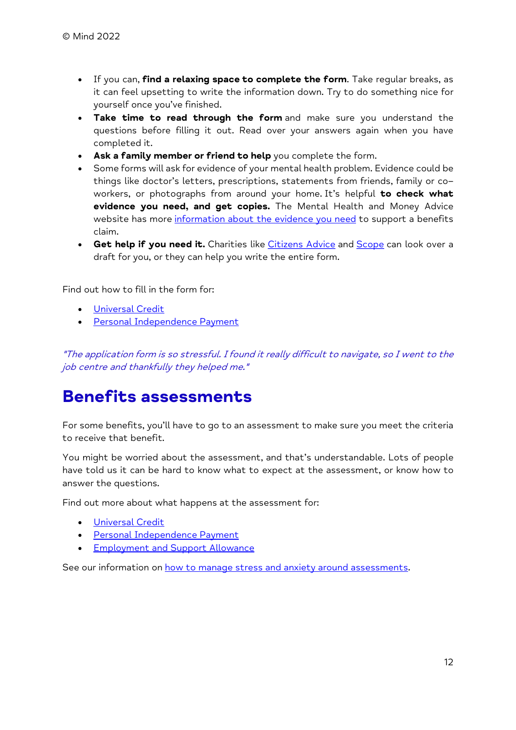- If you can, **find a relaxing space to complete the form**. Take regular breaks, as it can feel upsetting to write the information down. Try to do something nice for yourself once you've finished.
- **Take time to read through the form** and make sure you understand the questions before filling it out. Read over your answers again when you have completed it.
- **Ask a family member or friend to help** you complete the form.
- Some forms will ask for evidence of your mental health problem. Evidence could be things like doctor's letters, prescriptions, statements from friends, family or co–workers, or photographs from around your home. It's helpful **to check what evidence you need, and get copies.** The Mental Health and Money Advice website has more information about the evidence you need to support a benefits claim.
- **Get help if you need it.** Charities like Citizens Advice and Scope can look over a draft for you, or they can help you write the entire form.

Find out how to fill in the form for:

- Universal Credit
- Personal Independence Payment

*"The application form is so stressful. I found it really difficult to navigate, so I went to the job centre and thankfully they helped me."*

# Benefits assessments

For some benefits, you'll have to go to an assessment to make sure you meet the criteria to receive that benefit.

You might be worried about the assessment, and that's understandable. Lots of people have told us it can be hard to know what to expect at the assessment, or know how to answer the questions.

Find out more about what happens at the assessment for:

- Universal Credit
- Personal Independence Payment
- Employment and Support Allowance

See our information on how to manage stress and anxiety around assessments.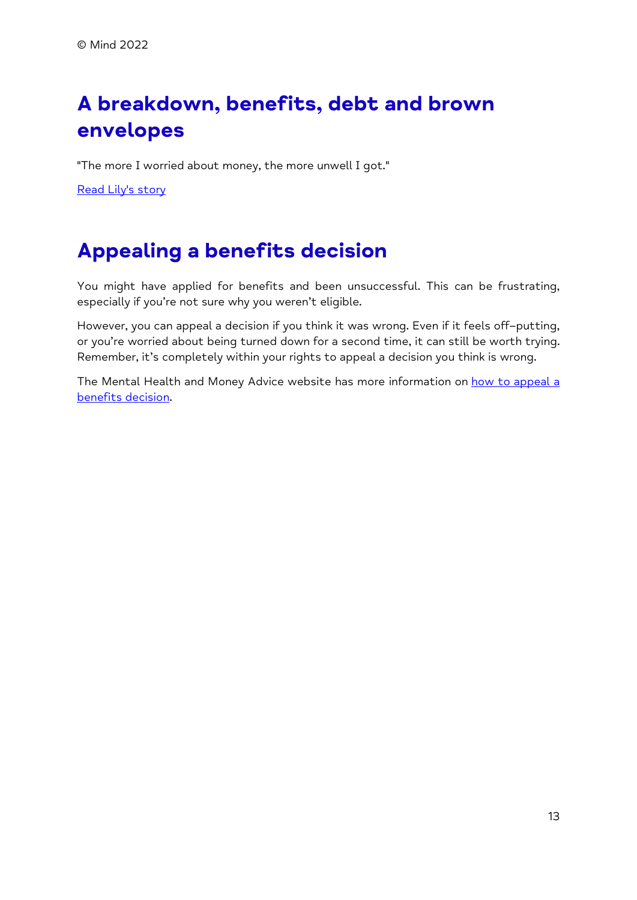## A breakdown, benefits, debt and brown envelopes

"The more I worried about money, the more unwell I got."

Read Lily's story

## Appealing a benefits decision

You might have applied for benefits and been unsuccessful. This can be frustrating, especially if you're not sure why you weren't eligible.

However, you can appeal a decision if you think it was wrong. Even if it feels off-putting, or you're worried about being turned down for a second time, it can still be worth trying. Remember, it's completely within your rights to appeal a decision you think is wrong.

The Mental Health and Money Advice website has more information on how to appeal a benefits decision.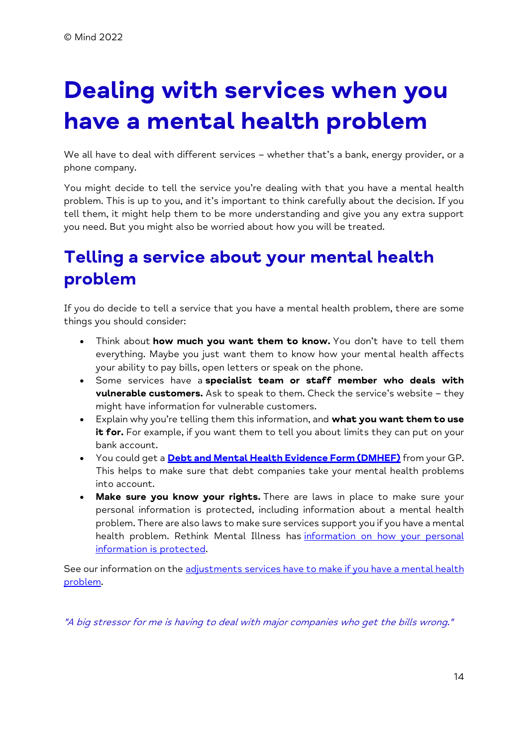© Mind 2022

# Dealing with services when you have a mental health problem

We all have to deal with different services – whether that's a bank, energy provider, or a phone company.

You might decide to tell the service you're dealing with that you have a mental health problem. This is up to you, and it's important to think carefully about the decision. If you tell them, it might help them to be more understanding and give you any extra support you need. But you might also be worried about how you will be treated.

## Telling a service about your mental health problem

If you do decide to tell a service that you have a mental health problem, there are some things you should consider:

- Think about **how much you want them to know.** You don't have to tell them everything. Maybe you just want them to know how your mental health affects your ability to pay bills, open letters or speak on the phone.
- Some services have a **specialist team or staff member who deals with vulnerable customers.** Ask to speak to them. Check the service's website – they might have information for vulnerable customers.
- Explain why you're telling them this information, and **what you want them to use it for.** For example, if you want them to tell you about limits they can put on your bank account.
- You could get a **Debt and Mental Health Evidence Form (DMHEF)** from your GP. This helps to make sure that debt companies take your mental health problems into account.
- **Make sure you know your rights.** There are laws in place to make sure your personal information is protected, including information about a mental health problem. There are also laws to make sure services support you if you have a mental health problem. Rethink Mental Illness has information on how your personal information is protected.

See our information on the adjustments services have to make if you have a mental health problem.

*"A big stressor for me is having to deal with major companies who get the bills wrong."*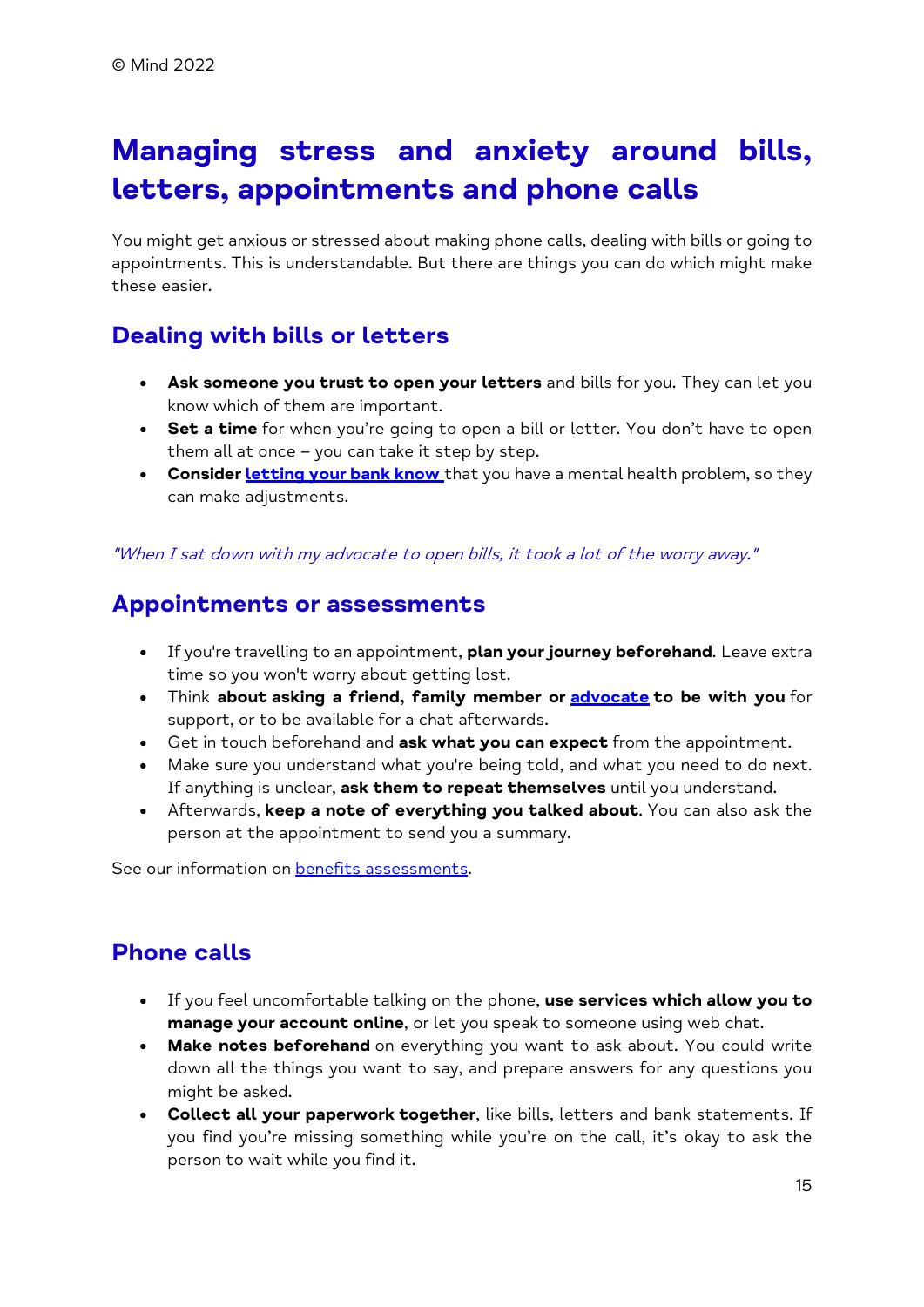© Mind 2022

# Managing stress and anxiety around bills, letters, appointments and phone calls

You might get anxious or stressed about making phone calls, dealing with bills or going to appointments. This is understandable. But there are things you can do which might make these easier.

## Dealing with bills or letters

- **Ask someone you trust to open your letters** and bills for you. They can let you know which of them are important.
- **Set a time** for when you're going to open a bill or letter. You don't have to open them all at once – you can take it step by step.
- **Consider letting your bank know** that you have a mental health problem, so they can make adjustments.

*"When I sat down with my advocate to open bills, it took a lot of the worry away."*

## Appointments or assessments

- If you're travelling to an appointment, **plan your journey beforehand**. Leave extra time so you won't worry about getting lost.
- Think **about asking a friend, family member or advocate to be with you** for support, or to be available for a chat afterwards.
- Get in touch beforehand and **ask what you can expect** from the appointment.
- Make sure you understand what you're being told, and what you need to do next. If anything is unclear, **ask them to repeat themselves** until you understand.
- Afterwards, **keep a note of everything you talked about**. You can also ask the person at the appointment to send you a summary.

See our information on benefits assessments.

## Phone calls

- If you feel uncomfortable talking on the phone, **use services which allow you to manage your account online**, or let you speak to someone using web chat.
- **Make notes beforehand** on everything you want to ask about. You could write down all the things you want to say, and prepare answers for any questions you might be asked.
- **Collect all your paperwork together**, like bills, letters and bank statements. If you find you're missing something while you're on the call, it's okay to ask the person to wait while you find it.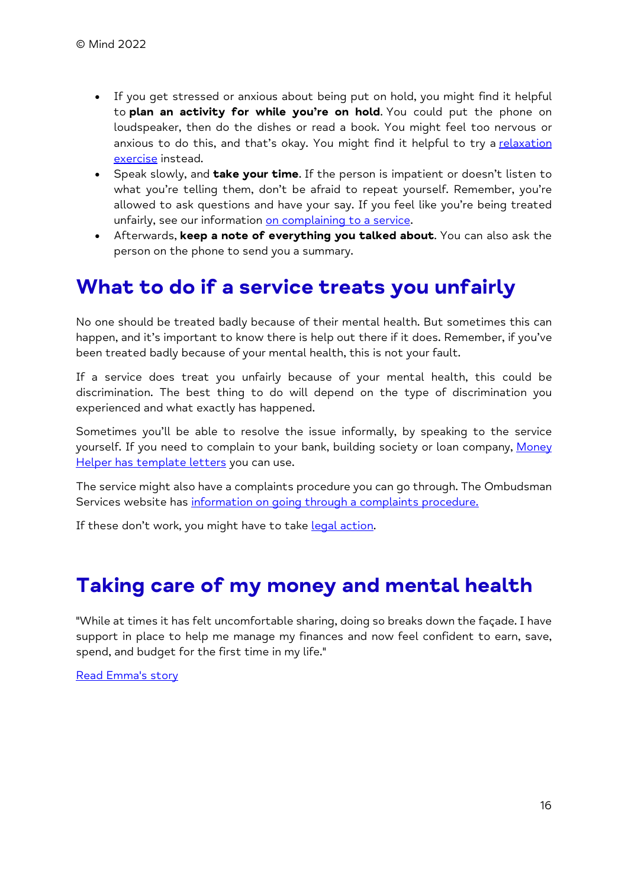- If you get stressed or anxious about being put on hold, you might find it helpful to **plan an activity for while you're on hold**. You could put the phone on loudspeaker, then do the dishes or read a book. You might feel too nervous or anxious to do this, and that's okay. You might find it helpful to try a relaxation exercise instead.
- Speak slowly, and **take your time**. If the person is impatient or doesn't listen to what you're telling them, don't be afraid to repeat yourself. Remember, you're allowed to ask questions and have your say. If you feel like you're being treated unfairly, see our information on complaining to a service.
- Afterwards, **keep a note of everything you talked about**. You can also ask the person on the phone to send you a summary.

## What to do if a service treats you unfairly

No one should be treated badly because of their mental health. But sometimes this can happen, and it's important to know there is help out there if it does. Remember, if you've been treated badly because of your mental health, this is not your fault.

If a service does treat you unfairly because of your mental health, this could be discrimination. The best thing to do will depend on the type of discrimination you experienced and what exactly has happened.

Sometimes you'll be able to resolve the issue informally, by speaking to the service yourself. If you need to complain to your bank, building society or loan company, Money Helper has template letters you can use.

The service might also have a complaints procedure you can go through. The Ombudsman Services website has information on going through a complaints procedure.

If these don't work, you might have to take legal action.

## Taking care of my money and mental health

"While at times it has felt uncomfortable sharing, doing so breaks down the façade. I have support in place to help me manage my finances and now feel confident to earn, save, spend, and budget for the first time in my life."

Read Emma's story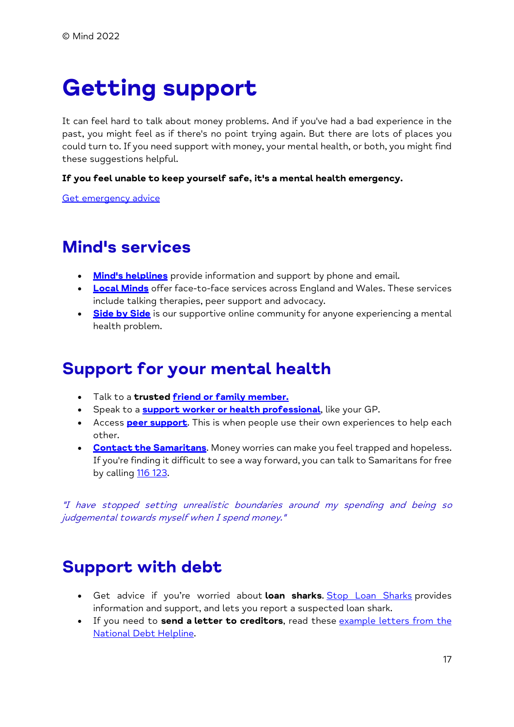© Mind 2022

# Getting support

It can feel hard to talk about money problems. And if you've had a bad experience in the past, you might feel as if there's no point trying again. But there are lots of places you could turn to. If you need support with money, your mental health, or both, you might find these suggestions helpful.

**If you feel unable to keep yourself safe, it's a mental health emergency.**

Get emergency advice

## Mind's services

- **Mind's helplines** provide information and support by phone and email.
- **Local Minds** offer face-to-face services across England and Wales. These services include talking therapies, peer support and advocacy.
- **Side by Side** is our supportive online community for anyone experiencing a mental health problem.

## Support for your mental health

- Talk to a **trusted friend or family member.**
- Speak to a **support worker or health professional**, like your GP.
- Access **peer support**. This is when people use their own experiences to help each other.
- **Contact the Samaritans**. Money worries can make you feel trapped and hopeless. If you're finding it difficult to see a way forward, you can talk to Samaritans for free by calling 116 123.

*"I have stopped setting unrealistic boundaries around my spending and being so judgemental towards myself when I spend money."*

## Support with debt

- Get advice if you're worried about **loan sharks**. Stop Loan Sharks provides information and support, and lets you report a suspected loan shark.
- If you need to **send a letter to creditors**, read these example letters from the National Debt Helpline.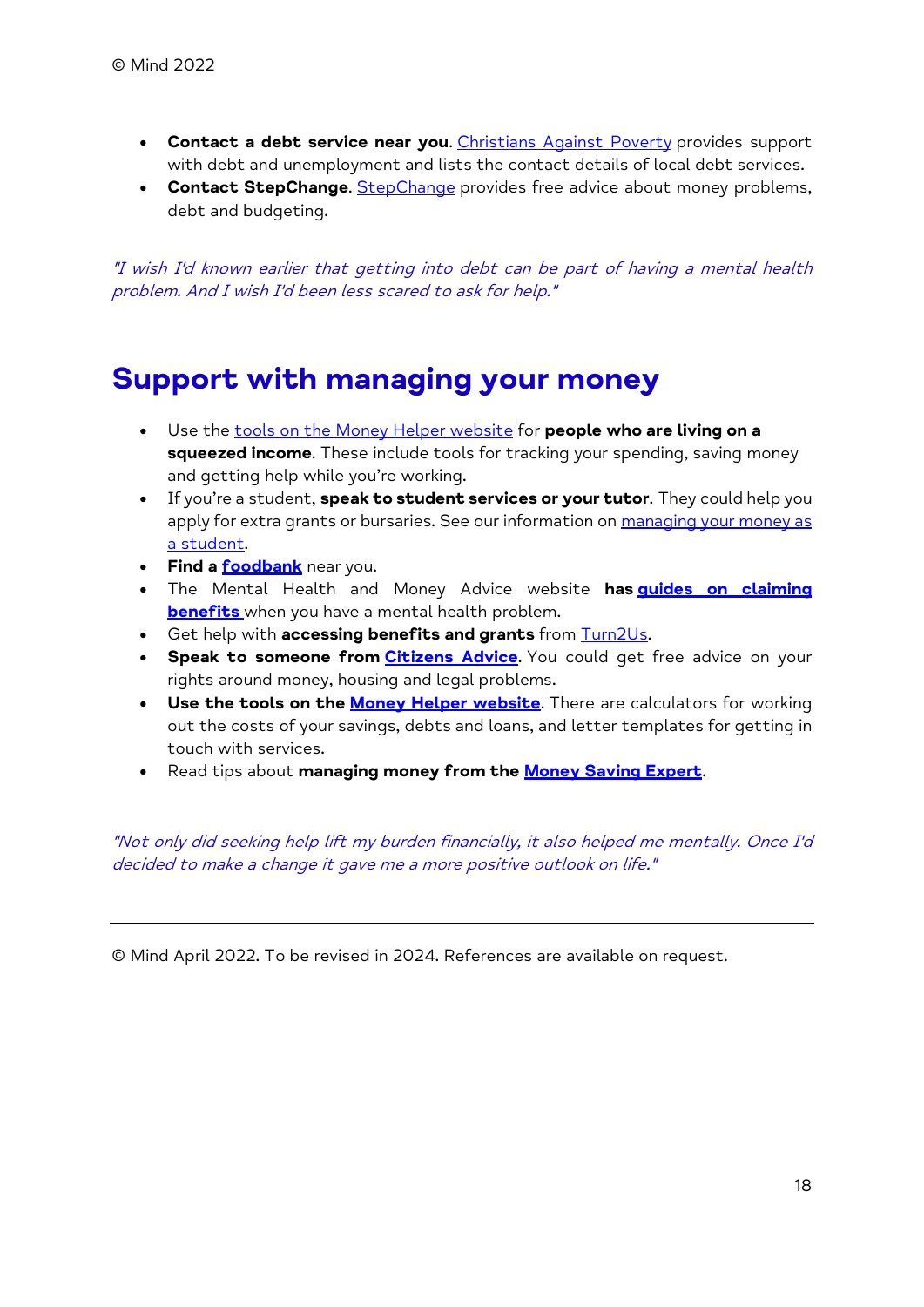- **Contact a debt service near you**. Christians Against Poverty provides support with debt and unemployment and lists the contact details of local debt services.
- **Contact StepChange**. StepChange provides free advice about money problems, debt and budgeting.

*"I wish I'd known earlier that getting into debt can be part of having a mental health problem. And I wish I'd been less scared to ask for help."*

# Support with managing your money

- Use the tools on the Money Helper website for **people who are living on a squeezed income**. These include tools for tracking your spending, saving money and getting help while you're working.
- If you're a student, **speak to student services or your tutor**. They could help you apply for extra grants or bursaries. See our information on managing your money as a student.
- **Find a foodbank** near you.
- The Mental Health and Money Advice website **has guides on claiming benefits** when you have a mental health problem.
- Get help with **accessing benefits and grants** from Turn2Us.
- **Speak to someone from Citizens Advice**. You could get free advice on your rights around money, housing and legal problems.
- **Use the tools on the Money Helper website**. There are calculators for working out the costs of your savings, debts and loans, and letter templates for getting in touch with services.
- Read tips about **managing money from the Money Saving Expert**.

*"Not only did seeking help lift my burden financially, it also helped me mentally. Once I'd decided to make a change it gave me a more positive outlook on life."*

---

© Mind April 2022. To be revised in 2024. References are available on request.